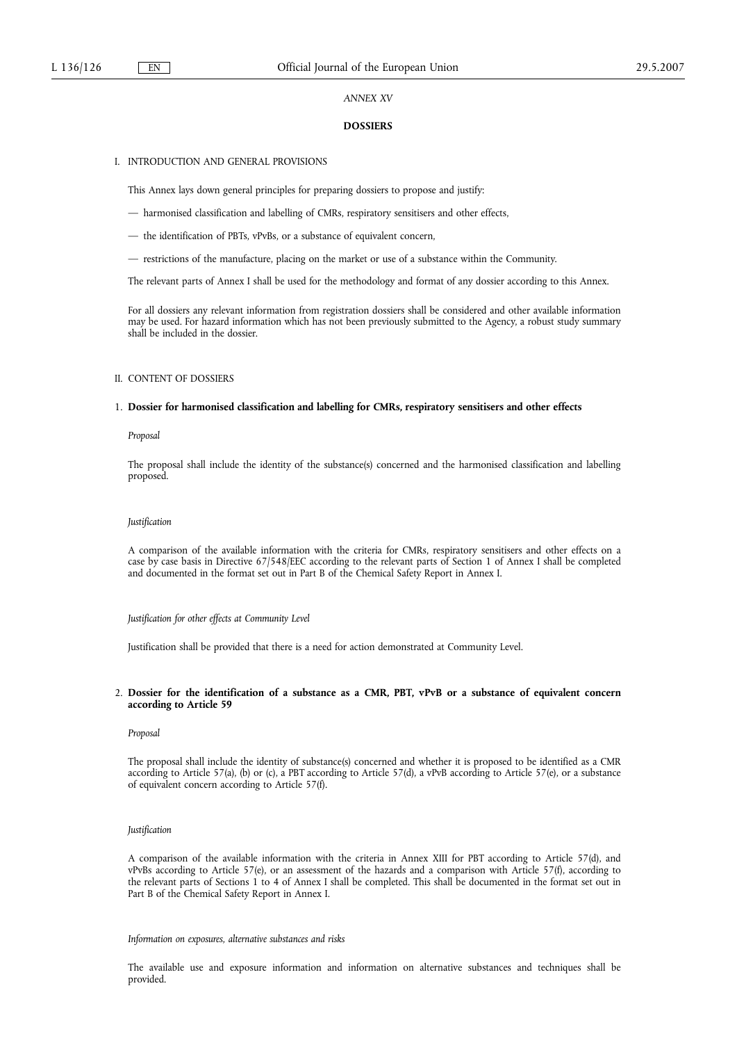*ANNEX XV*

# DOSSIERS

## I. INTRODUCTION AND GENERAL PROVISIONS

This Annex lays down general principles for preparing dossiers to propose and justify:

— harmonised classification and labelling of CMRs, respiratory sensitisers and other effects,

— the identification of PBTs, vPvBs, or a substance of equivalent concern,

— restrictions of the manufacture, placing on the market or use of a substance within the Community.

The relevant parts of Annex I shall be used for the methodology and format of any dossier according to this Annex.

For all dossiers any relevant information from registration dossiers shall be considered and other available information may be used. For hazard information which has not been previously submitted to the Agency, a robust study summary shall be included in the dossier.

## II. CONTENT OF DOSSIERS

### 1. Dossier for harmonised classification and labelling for CMRs, respiratory sensitisers and other effects

*Proposal*

The proposal shall include the identity of the substance(s) concerned and the harmonised classification and labelling proposed.

*Justification*

A comparison of the available information with the criteria for CMRs, respiratory sensitisers and other effects on a case by case basis in Directive 67/548/EEC according to the relevant parts of Section 1 of Annex I shall be completed and documented in the format set out in Part B of the Chemical Safety Report in Annex I.

*Justification for other effects at Community Level*

Justification shall be provided that there is a need for action demonstrated at Community Level.

### 2. Dossier for the identification of a substance as a CMR, PBT, vPvB or a substance of equivalent concern according to Article 59

*Proposal*

The proposal shall include the identity of substance(s) concerned and whether it is proposed to be identified as a CMR according to Article 57(a), (b) or (c), a PBT according to Article 57(d), a vPvB according to Article 57(e), or a substance of equivalent concern according to Article 57(f).

*Justification*

A comparison of the available information with the criteria in Annex XIII for PBT according to Article 57(d), and vPvBs according to Article 57(e), or an assessment of the hazards and a comparison with Article 57(f), according to the relevant parts of Sections 1 to 4 of Annex I shall be completed. This shall be documented in the format set out in Part B of the Chemical Safety Report in Annex I.

*Information on exposures, alternative substances and risks*

The available use and exposure information and information on alternative substances and techniques shall be provided.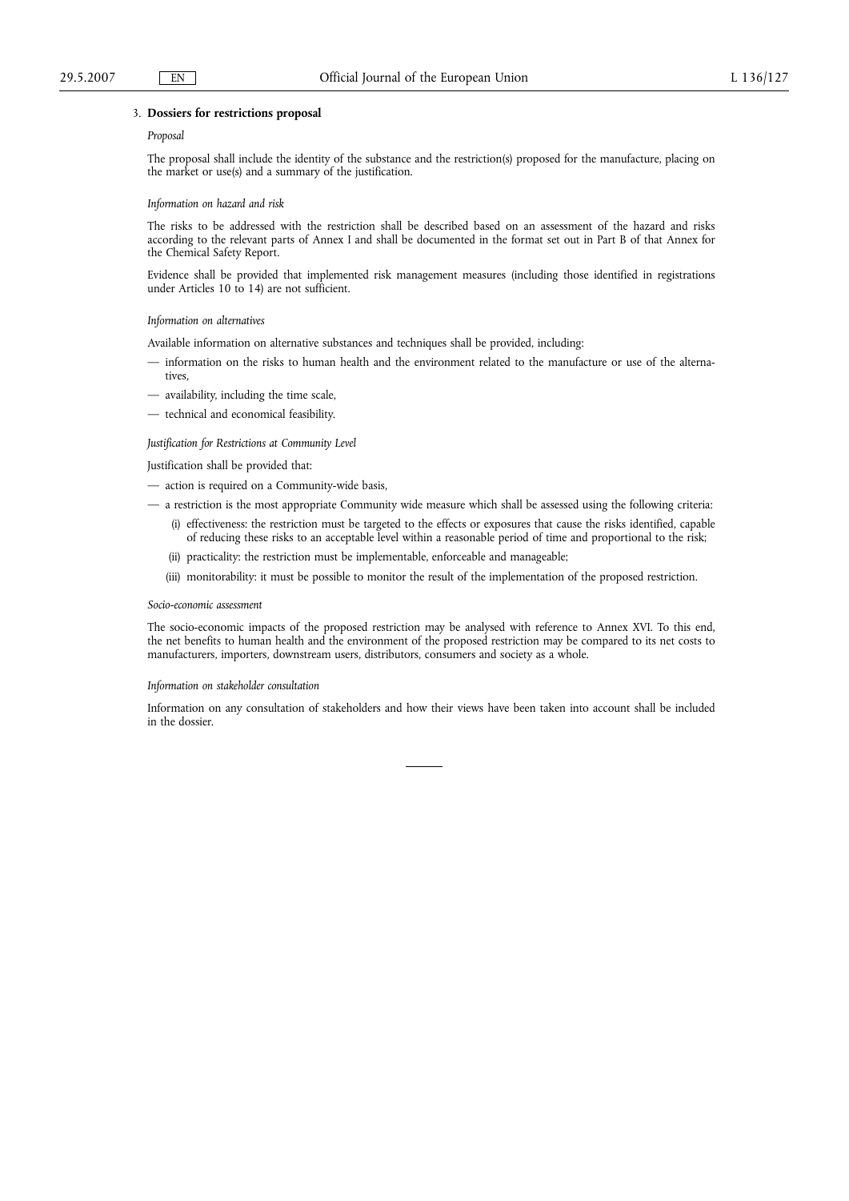3. **Dossiers for restrictions proposal**

*Proposal*

The proposal shall include the identity of the substance and the restriction(s) proposed for the manufacture, placing on the market or use(s) and a summary of the justification.

*Information on hazard and risk*

The risks to be addressed with the restriction shall be described based on an assessment of the hazard and risks according to the relevant parts of Annex I and shall be documented in the format set out in Part B of that Annex for the Chemical Safety Report.

Evidence shall be provided that implemented risk management measures (including those identified in registrations under Articles 10 to 14) are not sufficient.

*Information on alternatives*

Available information on alternative substances and techniques shall be provided, including:

— information on the risks to human health and the environment related to the manufacture or use of the alternatives,

— availability, including the time scale,

— technical and economical feasibility.

*Justification for Restrictions at Community Level*

Justification shall be provided that:

— action is required on a Community-wide basis,

— a restriction is the most appropriate Community wide measure which shall be assessed using the following criteria:

  (i) effectiveness: the restriction must be targeted to the effects or exposures that cause the risks identified, capable of reducing these risks to an acceptable level within a reasonable period of time and proportional to the risk;

  (ii) practicality: the restriction must be implementable, enforceable and manageable;

  (iii) monitorability: it must be possible to monitor the result of the implementation of the proposed restriction.

*Socio-economic assessment*

The socio-economic impacts of the proposed restriction may be analysed with reference to Annex XVI. To this end, the net benefits to human health and the environment of the proposed restriction may be compared to its net costs to manufacturers, importers, downstream users, distributors, consumers and society as a whole.

*Information on stakeholder consultation*

Information on any consultation of stakeholders and how their views have been taken into account shall be included in the dossier.